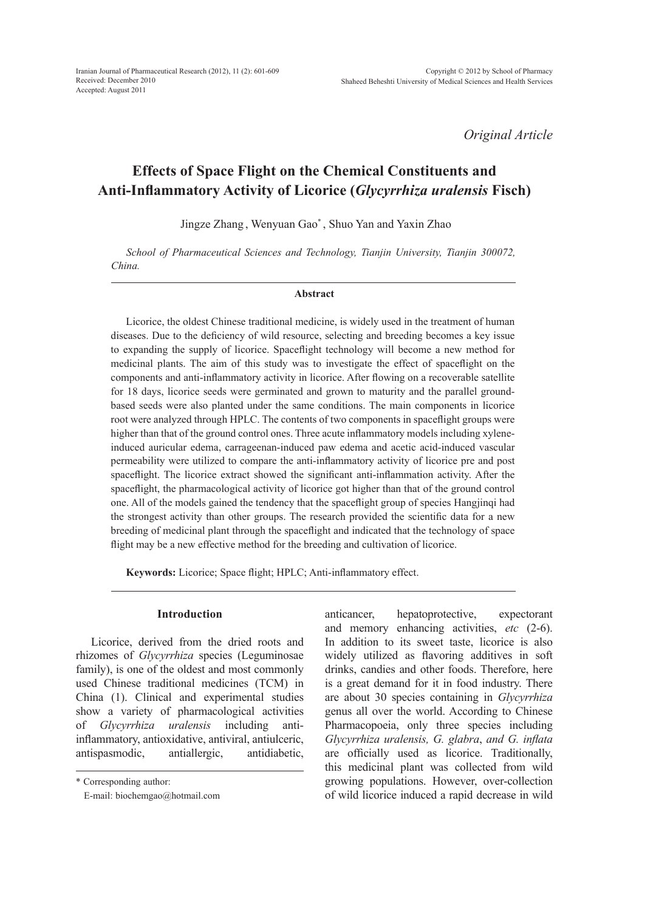*Original Article*

# Effects of Space Flight on the Chemical Constituents and Anti-Inflammatory Activity of Licorice (*Glycyrrhiza uralensis* Fisch)

Jingze Zhang, Wenyuan Gao*, Shuo Yan and Yaxin Zhao

*School of Pharmaceutical Sciences and Technology, Tianjin University, Tianjin 300072, China.*

## Abstract

Licorice, the oldest Chinese traditional medicine, is widely used in the treatment of human diseases. Due to the deficiency of wild resource, selecting and breeding becomes a key issue to expanding the supply of licorice. Spaceflight technology will become a new method for medicinal plants. The aim of this study was to investigate the effect of spaceflight on the components and anti-inflammatory activity in licorice. After flowing on a recoverable satellite for 18 days, licorice seeds were germinated and grown to maturity and the parallel ground-based seeds were also planted under the same conditions. The main components in licorice root were analyzed through HPLC. The contents of two components in spaceflight groups were higher than that of the ground control ones. Three acute inflammatory models including xylene-induced auricular edema, carrageenan-induced paw edema and acetic acid-induced vascular permeability were utilized to compare the anti-inflammatory activity of licorice pre and post spaceflight. The licorice extract showed the significant anti-inflammation activity. After the spaceflight, the pharmacological activity of licorice got higher than that of the ground control one. All of the models gained the tendency that the spaceflight group of species Hangjinqi had the strongest activity than other groups. The research provided the scientific data for a new breeding of medicinal plant through the spaceflight and indicated that the technology of space flight may be a new effective method for the breeding and cultivation of licorice.

**Keywords:** Licorice; Space flight; HPLC; Anti-inflammatory effect.

## Introduction

Licorice, derived from the dried roots and rhizomes of *Glycyrrhiza* species (Leguminosae family), is one of the oldest and most commonly used Chinese traditional medicines (TCM) in China (1). Clinical and experimental studies show a variety of pharmacological activities of *Glycyrrhiza uralensis* including anti-inflammatory, antioxidative, antiviral, antiulceric, antispasmodic, antiallergic, antidiabetic, anticancer, hepatoprotective, expectorant and memory enhancing activities, *etc* (2-6). In addition to its sweet taste, licorice is also widely utilized as flavoring additives in soft drinks, candies and other foods. Therefore, here is a great demand for it in food industry. There are about 30 species containing in *Glycyrrhiza* genus all over the world. According to Chinese Pharmacopoeia, only three species including *Glycyrrhiza uralensis, G. glabra*, *and G. inflata* are officially used as licorice. Traditionally, this medicinal plant was collected from wild growing populations. However, over-collection of wild licorice induced a rapid decrease in wild

\* Corresponding author:
E-mail: biochemgao@hotmail.com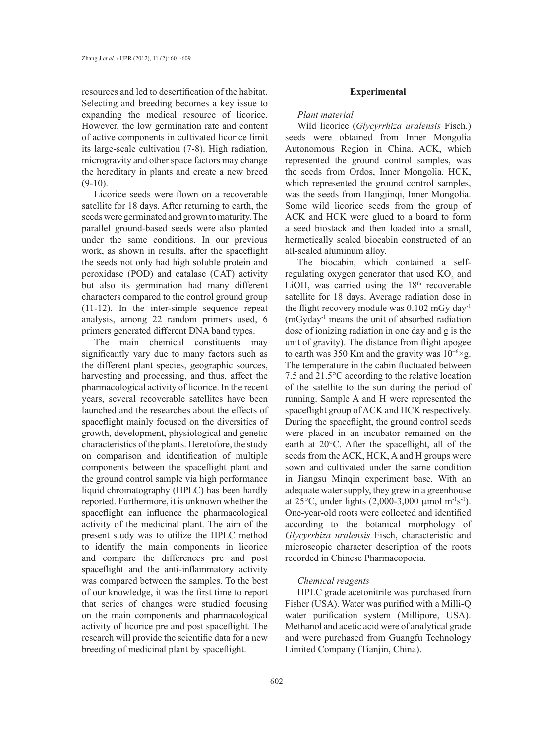resources and led to desertification of the habitat. Selecting and breeding becomes a key issue to expanding the medical resource of licorice. However, the low germination rate and content of active components in cultivated licorice limit its large-scale cultivation (7-8). High radiation, microgravity and other space factors may change the hereditary in plants and create a new breed (9-10).

Licorice seeds were flown on a recoverable satellite for 18 days. After returning to earth, the seeds were germinated and grown to maturity. The parallel ground-based seeds were also planted under the same conditions. In our previous work, as shown in results, after the spaceflight the seeds not only had high soluble protein and peroxidase (POD) and catalase (CAT) activity but also its germination had many different characters compared to the control ground group (11-12). In the inter-simple sequence repeat analysis, among 22 random primers used, 6 primers generated different DNA band types.

The main chemical constituents may significantly vary due to many factors such as the different plant species, geographic sources, harvesting and processing, and thus, affect the pharmacological activity of licorice. In the recent years, several recoverable satellites have been launched and the researches about the effects of spaceflight mainly focused on the diversities of growth, development, physiological and genetic characteristics of the plants. Heretofore, the study on comparison and identification of multiple components between the spaceflight plant and the ground control sample via high performance liquid chromatography (HPLC) has been hardly reported. Furthermore, it is unknown whether the spaceflight can influence the pharmacological activity of the medicinal plant. The aim of the present study was to utilize the HPLC method to identify the main components in licorice and compare the differences pre and post spaceflight and the anti-inflammatory activity was compared between the samples. To the best of our knowledge, it was the first time to report that series of changes were studied focusing on the main components and pharmacological activity of licorice pre and post spaceflight. The research will provide the scientific data for a new breeding of medicinal plant by spaceflight.

## Experimental

### *Plant material*

Wild licorice (*Glycyrrhiza uralensis* Fisch.) seeds were obtained from Inner Mongolia Autonomous Region in China. ACK, which represented the ground control samples, was the seeds from Ordos, Inner Mongolia. HCK, which represented the ground control samples, was the seeds from Hangjinqi, Inner Mongolia. Some wild licorice seeds from the group of ACK and HCK were glued to a board to form a seed biostack and then loaded into a small, hermetically sealed biocabin constructed of an all-sealed aluminum alloy.

The biocabin, which contained a self-regulating oxygen generator that used $KO_2$ and LiOH, was carried using the 18th recoverable satellite for 18 days. Average radiation dose in the flight recovery module was 0.102 mGy day$^{-1}$ (mGyday$^{-1}$ means the unit of absorbed radiation dose of ionizing radiation in one day and g is the unit of gravity). The distance from flight apogee to earth was 350 Km and the gravity was $10^{-6}\times$g. The temperature in the cabin fluctuated between 7.5 and 21.5°C according to the relative location of the satellite to the sun during the period of running. Sample A and H were represented the spaceflight group of ACK and HCK respectively. During the spaceflight, the ground control seeds were placed in an incubator remained on the earth at 20°C. After the spaceflight, all of the seeds from the ACK, HCK, A and H groups were sown and cultivated under the same condition in Jiangsu Minqin experiment base. With an adequate water supply, they grew in a greenhouse at 25°C, under lights (2,000-3,000 µmol m$^{-1}$s$^{-1}$). One-year-old roots were collected and identified according to the botanical morphology of *Glycyrrhiza uralensis* Fisch, characteristic and microscopic character description of the roots recorded in Chinese Pharmacopoeia.

### *Chemical reagents*

HPLC grade acetonitrile was purchased from Fisher (USA). Water was purified with a Milli-Q water purification system (Millipore, USA). Methanol and acetic acid were of analytical grade and were purchased from Guangfu Technology Limited Company (Tianjin, China).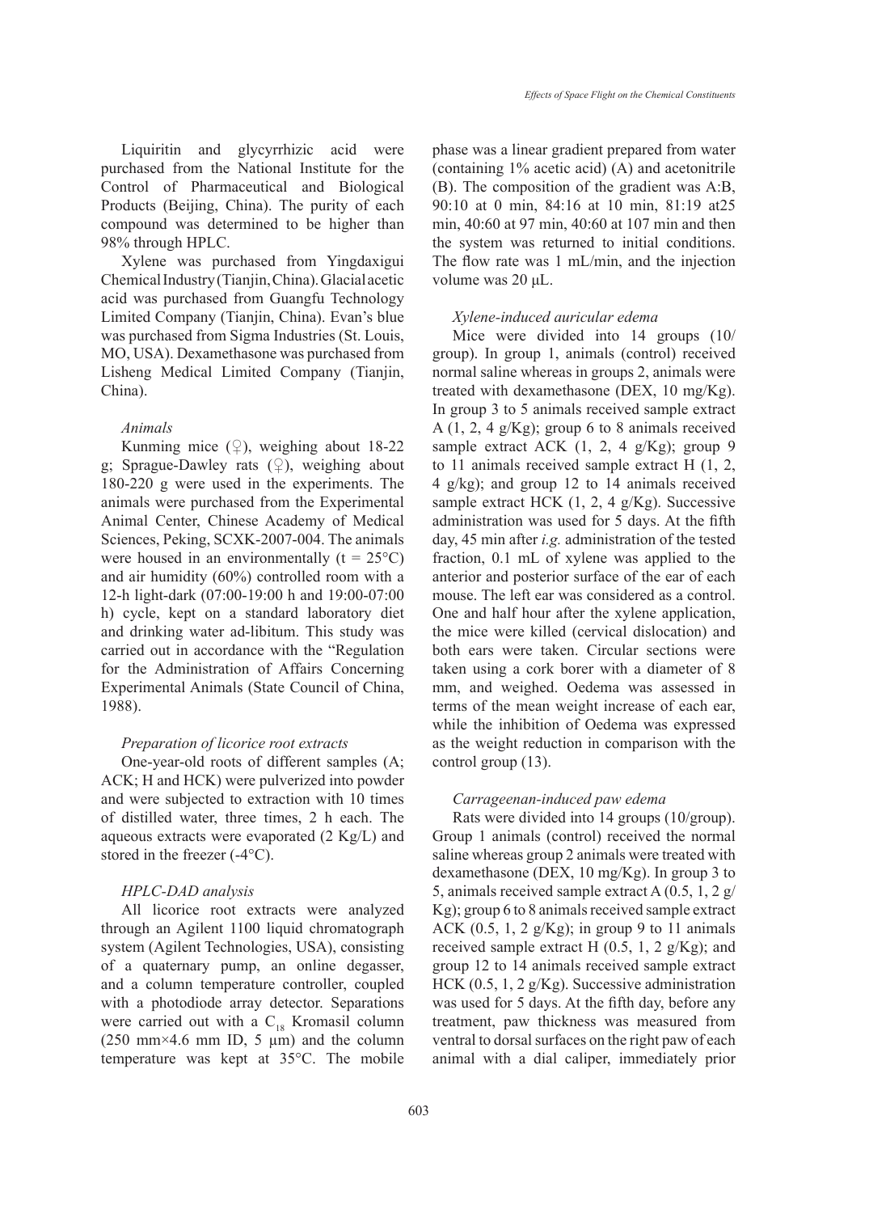Liquiritin and glycyrrhizic acid were purchased from the National Institute for the Control of Pharmaceutical and Biological Products (Beijing, China). The purity of each compound was determined to be higher than 98% through HPLC.

Xylene was purchased from Yingdaxigui Chemical Industry (Tianjin, China). Glacial acetic acid was purchased from Guangfu Technology Limited Company (Tianjin, China). Evan's blue was purchased from Sigma Industries (St. Louis, MO, USA). Dexamethasone was purchased from Lisheng Medical Limited Company (Tianjin, China).

*Animals*

Kunming mice (♀), weighing about 18-22 g; Sprague-Dawley rats (♀), weighing about 180-220 g were used in the experiments. The animals were purchased from the Experimental Animal Center, Chinese Academy of Medical Sciences, Peking, SCXK-2007-004. The animals were housed in an environmentally (t = 25°C) and air humidity (60%) controlled room with a 12-h light-dark (07:00-19:00 h and 19:00-07:00 h) cycle, kept on a standard laboratory diet and drinking water ad-libitum. This study was carried out in accordance with the "Regulation for the Administration of Affairs Concerning Experimental Animals (State Council of China, 1988).

*Preparation of licorice root extracts*

One-year-old roots of different samples (A; ACK; H and HCK) were pulverized into powder and were subjected to extraction with 10 times of distilled water, three times, 2 h each. The aqueous extracts were evaporated (2 Kg/L) and stored in the freezer (-4°C).

*HPLC-DAD analysis*

All licorice root extracts were analyzed through an Agilent 1100 liquid chromatograph system (Agilent Technologies, USA), consisting of a quaternary pump, an online degasser, and a column temperature controller, coupled with a photodiode array detector. Separations were carried out with a $C_{18}$ Kromasil column (250 mm×4.6 mm ID, 5 μm) and the column temperature was kept at 35°C. The mobile phase was a linear gradient prepared from water (containing 1% acetic acid) (A) and acetonitrile (B). The composition of the gradient was A:B, 90:10 at 0 min, 84:16 at 10 min, 81:19 at25 min, 40:60 at 97 min, 40:60 at 107 min and then the system was returned to initial conditions. The flow rate was 1 mL/min, and the injection volume was 20 μL.

*Xylene-induced auricular edema*

Mice were divided into 14 groups (10/group). In group 1, animals (control) received normal saline whereas in groups 2, animals were treated with dexamethasone (DEX, 10 mg/Kg). In group 3 to 5 animals received sample extract A (1, 2, 4 g/Kg); group 6 to 8 animals received sample extract ACK (1, 2, 4 g/Kg); group 9 to 11 animals received sample extract H (1, 2, 4 g/kg); and group 12 to 14 animals received sample extract HCK (1, 2, 4 g/Kg). Successive administration was used for 5 days. At the fifth day, 45 min after *i.g.* administration of the tested fraction, 0.1 mL of xylene was applied to the anterior and posterior surface of the ear of each mouse. The left ear was considered as a control. One and half hour after the xylene application, the mice were killed (cervical dislocation) and both ears were taken. Circular sections were taken using a cork borer with a diameter of 8 mm, and weighed. Oedema was assessed in terms of the mean weight increase of each ear, while the inhibition of Oedema was expressed as the weight reduction in comparison with the control group (13).

*Carrageenan-induced paw edema*

Rats were divided into 14 groups (10/group). Group 1 animals (control) received the normal saline whereas group 2 animals were treated with dexamethasone (DEX, 10 mg/Kg). In group 3 to 5, animals received sample extract A (0.5, 1, 2 g/Kg); group 6 to 8 animals received sample extract ACK (0.5, 1, 2 g/Kg); in group 9 to 11 animals received sample extract H (0.5, 1, 2 g/Kg); and group 12 to 14 animals received sample extract HCK (0.5, 1, 2 g/Kg). Successive administration was used for 5 days. At the fifth day, before any treatment, paw thickness was measured from ventral to dorsal surfaces on the right paw of each animal with a dial caliper, immediately prior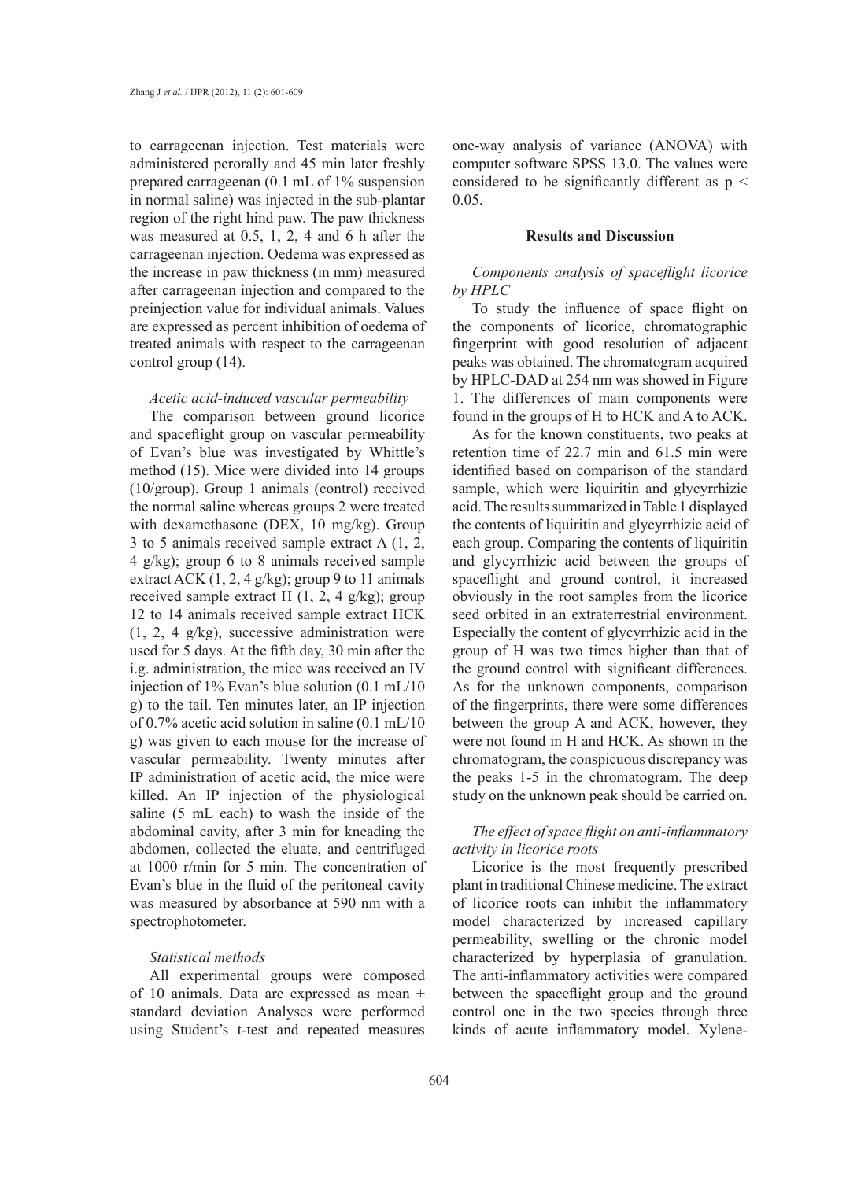to carrageenan injection. Test materials were administered perorally and 45 min later freshly prepared carrageenan (0.1 mL of 1% suspension in normal saline) was injected in the sub-plantar region of the right hind paw. The paw thickness was measured at 0.5, 1, 2, 4 and 6 h after the carrageenan injection. Oedema was expressed as the increase in paw thickness (in mm) measured after carrageenan injection and compared to the preinjection value for individual animals. Values are expressed as percent inhibition of oedema of treated animals with respect to the carrageenan control group (14).

*Acetic acid-induced vascular permeability*

The comparison between ground licorice and spaceflight group on vascular permeability of Evan's blue was investigated by Whittle's method (15). Mice were divided into 14 groups (10/group). Group 1 animals (control) received the normal saline whereas groups 2 were treated with dexamethasone (DEX, 10 mg/kg). Group 3 to 5 animals received sample extract A (1, 2, 4 g/kg); group 6 to 8 animals received sample extract ACK (1, 2, 4 g/kg); group 9 to 11 animals received sample extract H (1, 2, 4 g/kg); group 12 to 14 animals received sample extract HCK (1, 2, 4 g/kg), successive administration were used for 5 days. At the fifth day, 30 min after the i.g. administration, the mice was received an IV injection of 1% Evan's blue solution (0.1 mL/10 g) to the tail. Ten minutes later, an IP injection of 0.7% acetic acid solution in saline (0.1 mL/10 g) was given to each mouse for the increase of vascular permeability. Twenty minutes after IP administration of acetic acid, the mice were killed. An IP injection of the physiological saline (5 mL each) to wash the inside of the abdominal cavity, after 3 min for kneading the abdomen, collected the eluate, and centrifuged at 1000 r/min for 5 min. The concentration of Evan's blue in the fluid of the peritoneal cavity was measured by absorbance at 590 nm with a spectrophotometer.

*Statistical methods*

All experimental groups were composed of 10 animals. Data are expressed as mean ± standard deviation Analyses were performed using Student's t-test and repeated measures one-way analysis of variance (ANOVA) with computer software SPSS 13.0. The values were considered to be significantly different as $p < 0.05$.

## Results and Discussion

*Components analysis of spaceflight licorice by HPLC*

To study the influence of space flight on the components of licorice, chromatographic fingerprint with good resolution of adjacent peaks was obtained. The chromatogram acquired by HPLC-DAD at 254 nm was showed in Figure 1. The differences of main components were found in the groups of H to HCK and A to ACK.

As for the known constituents, two peaks at retention time of 22.7 min and 61.5 min were identified based on comparison of the standard sample, which were liquiritin and glycyrrhizic acid. The results summarized in Table 1 displayed the contents of liquiritin and glycyrrhizic acid of each group. Comparing the contents of liquiritin and glycyrrhizic acid between the groups of spaceflight and ground control, it increased obviously in the root samples from the licorice seed orbited in an extraterrestrial environment. Especially the content of glycyrrhizic acid in the group of H was two times higher than that of the ground control with significant differences. As for the unknown components, comparison of the fingerprints, there were some differences between the group A and ACK, however, they were not found in H and HCK. As shown in the chromatogram, the conspicuous discrepancy was the peaks 1-5 in the chromatogram. The deep study on the unknown peak should be carried on.

*The effect of space flight on anti-inflammatory activity in licorice roots*

Licorice is the most frequently prescribed plant in traditional Chinese medicine. The extract of licorice roots can inhibit the inflammatory model characterized by increased capillary permeability, swelling or the chronic model characterized by hyperplasia of granulation. The anti-inflammatory activities were compared between the spaceflight group and the ground control one in the two species through three kinds of acute inflammatory model. Xylene-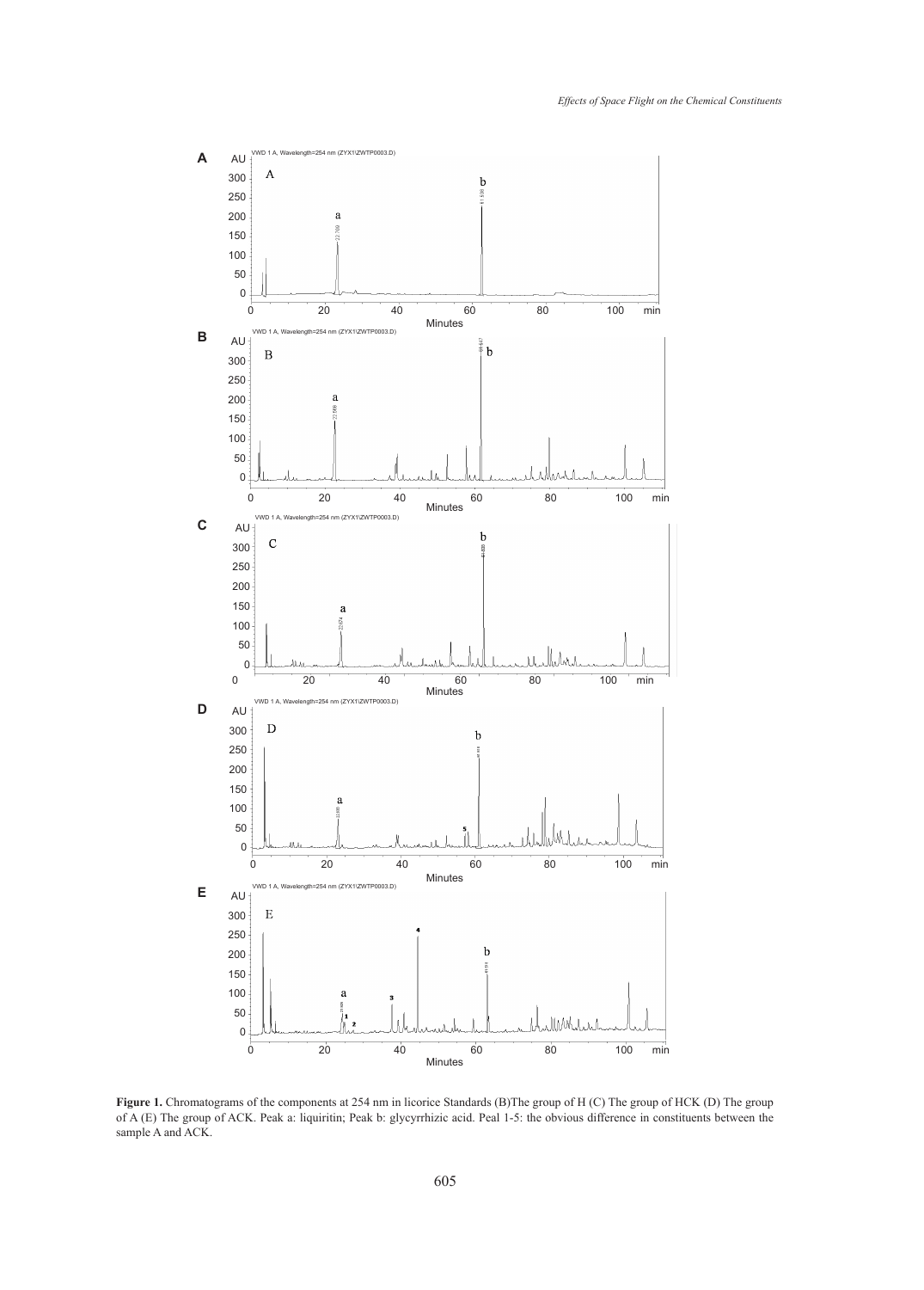**Figure 1.** Chromatograms of the components at 254 nm in licorice Standards (B)The group of H (C) The group of HCK (D) The group of A (E) The group of ACK. Peak a: liquiritin; Peak b: glycyrrhizic acid. Peal 1-5: the obvious difference in constituents between the sample A and ACK.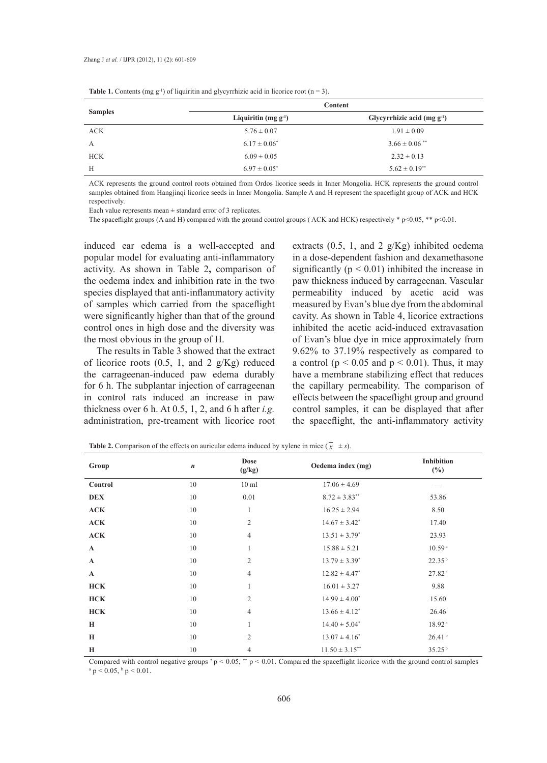**Table 1.** Contents (mg $g^{-1}$) of liquiritin and glycyrrhizic acid in licorice root (n = 3).

| Samples | Content | |
|---|---|---|
| | Liquiritin (mg $g^{-1}$) | Glycyrrhizic acid (mg $g^{-1}$) |
| ACK | 5.76 ± 0.07 | 1.91 ± 0.09 |
| A | 6.17 ± 0.06* | 3.66 ± 0.06 ** |
| HCK | 6.09 ± 0.05 | 2.32 ± 0.13 |
| H | 6.97 ± 0.05* | 5.62 ± 0.19** |

ACK represents the ground control roots obtained from Ordos licorice seeds in Inner Mongolia. HCK represents the ground control samples obtained from Hangjinqi licorice seeds in Inner Mongolia. Sample A and H represent the spaceflight group of ACK and HCK respectively.

Each value represents mean ± standard error of 3 replicates.

The spaceflight groups (A and H) compared with the ground control groups ( ACK and HCK) respectively * p<0.05, ** p<0.01.

induced ear edema is a well-accepted and popular model for evaluating anti-inflammatory activity. As shown in Table 2**,** comparison of the oedema index and inhibition rate in the two species displayed that anti-inflammatory activity of samples which carried from the spaceflight were significantly higher than that of the ground control ones in high dose and the diversity was the most obvious in the group of H.

The results in Table 3 showed that the extract of licorice roots (0.5, 1, and 2 g/Kg) reduced the carrageenan-induced paw edema durably for 6 h. The subplantar injection of carrageenan in control rats induced an increase in paw thickness over 6 h. At 0.5, 1, 2, and 6 h after *i.g.* administration, pre-treament with licorice root extracts (0.5, 1, and 2 g/Kg) inhibited oedema in a dose-dependent fashion and dexamethasone significantly ($p < 0.01$) inhibited the increase in paw thickness induced by carrageenan. Vascular permeability induced by acetic acid was measured by Evan's blue dye from the abdominal cavity. As shown in Table 4, licorice extractions inhibited the acetic acid-induced extravasation of Evan's blue dye in mice approximately from 9.62% to 37.19% respectively as compared to a control ($p < 0.05$ and $p < 0.01$). Thus, it may have a membrane stabilizing effect that reduces the capillary permeability. The comparison of effects between the spaceflight group and ground control samples, it can be displayed that after the spaceflight, the anti-inflammatory activity

**Table 2.** Comparison of the effects on auricular edema induced by xylene in mice ($\bar{x} \pm s$).

| Group | *n* | Dose (g/kg) | Oedema index (mg) | Inhibition (%) |
|---|---|---|---|---|
| **Control** | 10 | 10 ml | 17.06 ± 4.69 | — |
| **DEX** | 10 | 0.01 | 8.72 ± 3.83** | 53.86 |
| **ACK** | 10 | 1 | 16.25 ± 2.94 | 8.50 |
| **ACK** | 10 | 2 | 14.67 ± 3.42* | 17.40 |
| **ACK** | 10 | 4 | 13.51 ± 3.79* | 23.93 |
| **A** | 10 | 1 | 15.88 ± 5.21 | 10.59 a |
| **A** | 10 | 2 | 13.79 ± 3.39* | 22.35 b |
| **A** | 10 | 4 | 12.82 ± 4.47* | 27.82 a |
| **HCK** | 10 | 1 | 16.01 ± 3.27 | 9.88 |
| **HCK** | 10 | 2 | 14.99 ± 4.00* | 15.60 |
| **HCK** | 10 | 4 | 13.66 ± 4.12* | 26.46 |
| **H** | 10 | 1 | 14.40 ± 5.04* | 18.92 a |
| **H** | 10 | 2 | 13.07 ± 4.16* | 26.41 b |
| **H** | 10 | 4 | 11.50 ± 3.15** | 35.25 b |

Compared with control negative groups * $p < 0.05$, ** $p < 0.01$. Compared the spaceflight licorice with the ground control samples a $p < 0.05$, b $p < 0.01$.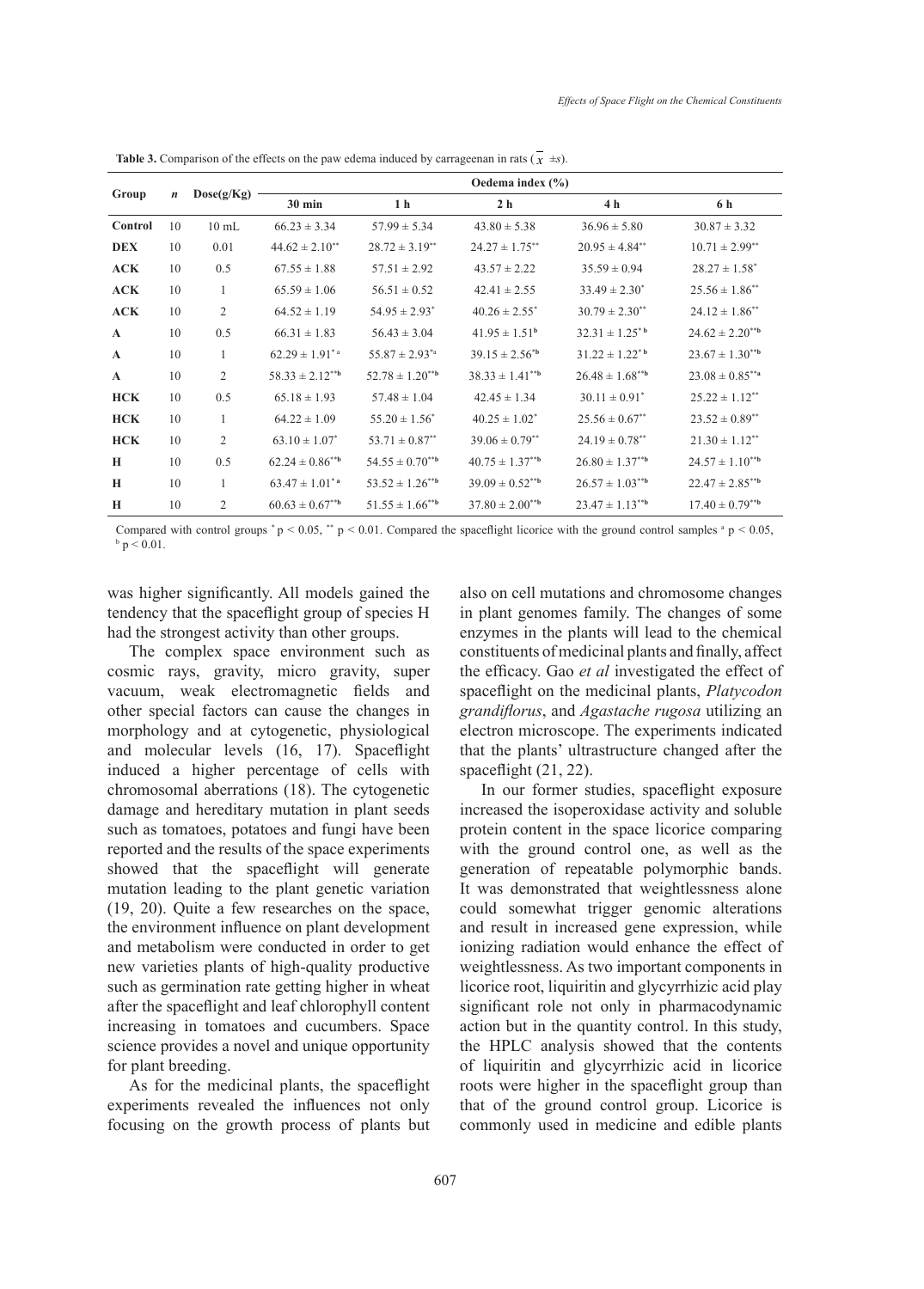**Table 3.** Comparison of the effects on the paw edema induced by carrageenan in rats ($\bar{x} \pm s$).

| Group | $n$ | Dose(g/Kg) | Oedema index (%) | | | | |
|---|---|---|---|---|---|---|---|
| | | | 30 min | 1 h | 2 h | 4 h | 6 h |
| **Control** | 10 | 10 mL | $66.23 \pm 3.34$ | $57.99 \pm 5.34$ | $43.80 \pm 5.38$ | $36.96 \pm 5.80$ | $30.87 \pm 3.32$ |
| **DEX** | 10 | 0.01 | $44.62 \pm 2.10^{**}$ | $28.72 \pm 3.19^{**}$ | $24.27 \pm 1.75^{**}$ | $20.95 \pm 4.84^{**}$ | $10.71 \pm 2.99^{**}$ |
| **ACK** | 10 | 0.5 | $67.55 \pm 1.88$ | $57.51 \pm 2.92$ | $43.57 \pm 2.22$ | $35.59 \pm 0.94$ | $28.27 \pm 1.58^{*}$ |
| **ACK** | 10 | 1 | $65.59 \pm 1.06$ | $56.51 \pm 0.52$ | $42.41 \pm 2.55$ | $33.49 \pm 2.30^{*}$ | $25.56 \pm 1.86^{**}$ |
| **ACK** | 10 | 2 | $64.52 \pm 1.19$ | $54.95 \pm 2.93^{*}$ | $40.26 \pm 2.55^{*}$ | $30.79 \pm 2.30^{**}$ | $24.12 \pm 1.86^{**}$ |
| **A** | 10 | 0.5 | $66.31 \pm 1.83$ | $56.43 \pm 3.04$ | $41.95 \pm 1.51^{b}$ | $32.31 \pm 1.25^{*b}$ | $24.62 \pm 2.20^{**b}$ |
| **A** | 10 | 1 | $62.29 \pm 1.91^{*a}$ | $55.87 \pm 2.93^{*a}$ | $39.15 \pm 2.56^{*b}$ | $31.22 \pm 1.22^{*b}$ | $23.67 \pm 1.30^{**b}$ |
| **A** | 10 | 2 | $58.33 \pm 2.12^{**b}$ | $52.78 \pm 1.20^{**b}$ | $38.33 \pm 1.41^{**b}$ | $26.48 \pm 1.68^{**b}$ | $23.08 \pm 0.85^{**a}$ |
| **HCK** | 10 | 0.5 | $65.18 \pm 1.93$ | $57.48 \pm 1.04$ | $42.45 \pm 1.34$ | $30.11 \pm 0.91^{*}$ | $25.22 \pm 1.12^{**}$ |
| **HCK** | 10 | 1 | $64.22 \pm 1.09$ | $55.20 \pm 1.56^{*}$ | $40.25 \pm 1.02^{*}$ | $25.56 \pm 0.67^{**}$ | $23.52 \pm 0.89^{**}$ |
| **HCK** | 10 | 2 | $63.10 \pm 1.07^{*}$ | $53.71 \pm 0.87^{**}$ | $39.06 \pm 0.79^{**}$ | $24.19 \pm 0.78^{**}$ | $21.30 \pm 1.12^{**}$ |
| **H** | 10 | 0.5 | $62.24 \pm 0.86^{**b}$ | $54.55 \pm 0.70^{**b}$ | $40.75 \pm 1.37^{**b}$ | $26.80 \pm 1.37^{**b}$ | $24.57 \pm 1.10^{**b}$ |
| **H** | 10 | 1 | $63.47 \pm 1.01^{*a}$ | $53.52 \pm 1.26^{**b}$ | $39.09 \pm 0.52^{**b}$ | $26.57 \pm 1.03^{**b}$ | $22.47 \pm 2.85^{**b}$ |
| **H** | 10 | 2 | $60.63 \pm 0.67^{**b}$ | $51.55 \pm 1.66^{**b}$ | $37.80 \pm 2.00^{**b}$ | $23.47 \pm 1.13^{**b}$ | $17.40 \pm 0.79^{**b}$ |

Compared with control groups $^{*}p < 0.05$, $^{**}p < 0.01$. Compared the spaceflight licorice with the ground control samples $^{a}p < 0.05$, $^{b}p < 0.01$.

was higher significantly. All models gained the tendency that the spaceflight group of species H had the strongest activity than other groups.

The complex space environment such as cosmic rays, gravity, micro gravity, super vacuum, weak electromagnetic fields and other special factors can cause the changes in morphology and at cytogenetic, physiological and molecular levels (16, 17). Spaceflight induced a higher percentage of cells with chromosomal aberrations (18). The cytogenetic damage and hereditary mutation in plant seeds such as tomatoes, potatoes and fungi have been reported and the results of the space experiments showed that the spaceflight will generate mutation leading to the plant genetic variation (19, 20). Quite a few researches on the space, the environment influence on plant development and metabolism were conducted in order to get new varieties plants of high-quality productive such as germination rate getting higher in wheat after the spaceflight and leaf chlorophyll content increasing in tomatoes and cucumbers. Space science provides a novel and unique opportunity for plant breeding.

As for the medicinal plants, the spaceflight experiments revealed the influences not only focusing on the growth process of plants but also on cell mutations and chromosome changes in plant genomes family. The changes of some enzymes in the plants will lead to the chemical constituents of medicinal plants and finally, affect the efficacy. Gao *et al* investigated the effect of spaceflight on the medicinal plants, *Platycodon grandiflorus*, and *Agastache rugosa* utilizing an electron microscope. The experiments indicated that the plants' ultrastructure changed after the spaceflight (21, 22).

In our former studies, spaceflight exposure increased the isoperoxidase activity and soluble protein content in the space licorice comparing with the ground control one, as well as the generation of repeatable polymorphic bands. It was demonstrated that weightlessness alone could somewhat trigger genomic alterations and result in increased gene expression, while ionizing radiation would enhance the effect of weightlessness. As two important components in licorice root, liquiritin and glycyrrhizic acid play significant role not only in pharmacodynamic action but in the quantity control. In this study, the HPLC analysis showed that the contents of liquiritin and glycyrrhizic acid in licorice roots were higher in the spaceflight group than that of the ground control group. Licorice is commonly used in medicine and edible plants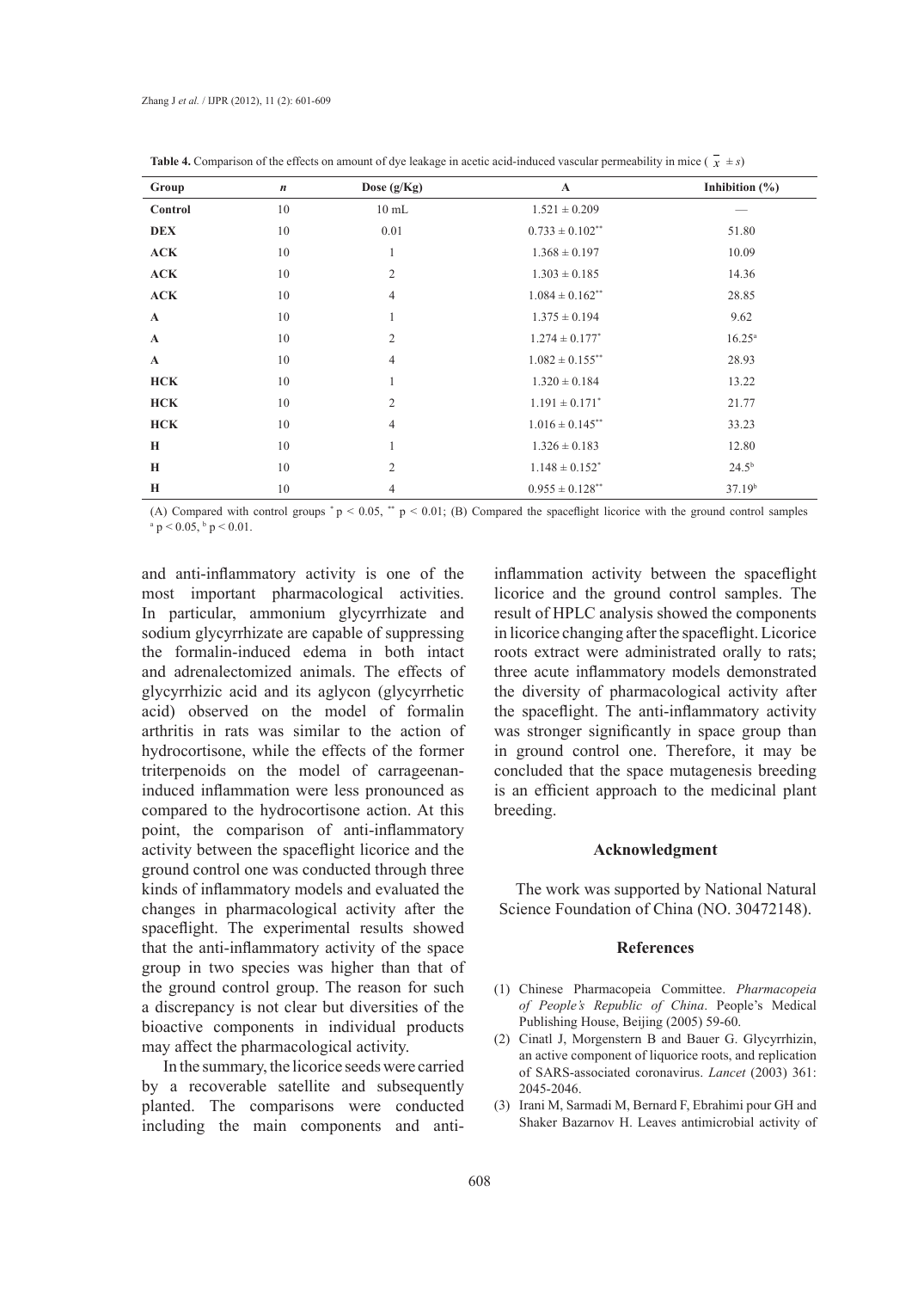**Table 4.** Comparison of the effects on amount of dye leakage in acetic acid-induced vascular permeability in mice ( $\bar{x} \pm s$)

| Group | *n* | Dose (g/Kg) | A | Inhibition (%) |
|---|---|---|---|---|
| **Control** | 10 | 10 mL | 1.521 ± 0.209 | — |
| **DEX** | 10 | 0.01 | 0.733 ± 0.102** | 51.80 |
| **ACK** | 10 | 1 | 1.368 ± 0.197 | 10.09 |
| **ACK** | 10 | 2 | 1.303 ± 0.185 | 14.36 |
| **ACK** | 10 | 4 | 1.084 ± 0.162** | 28.85 |
| **A** | 10 | 1 | 1.375 ± 0.194 | 9.62 |
| **A** | 10 | 2 | 1.274 ± 0.177* | 16.25[a] |
| **A** | 10 | 4 | 1.082 ± 0.155** | 28.93 |
| **HCK** | 10 | 1 | 1.320 ± 0.184 | 13.22 |
| **HCK** | 10 | 2 | 1.191 ± 0.171* | 21.77 |
| **HCK** | 10 | 4 | 1.016 ± 0.145** | 33.23 |
| **H** | 10 | 1 | 1.326 ± 0.183 | 12.80 |
| **H** | 10 | 2 | 1.148 ± 0.152* | 24.5[b] |
| **H** | 10 | 4 | 0.955 ± 0.128** | 37.19[b] |

(A) Compared with control groups * $p < 0.05$, ** $p < 0.01$; (B) Compared the spaceflight licorice with the ground control samples [a] $p < 0.05$, [b] $p < 0.01$.

and anti-inflammatory activity is one of the most important pharmacological activities. In particular, ammonium glycyrrhizate and sodium glycyrrhizate are capable of suppressing the formalin-induced edema in both intact and adrenalectomized animals. The effects of glycyrrhizic acid and its aglycon (glycyrrhetic acid) observed on the model of formalin arthritis in rats was similar to the action of hydrocortisone, while the effects of the former triterpenoids on the model of carrageenan-induced inflammation were less pronounced as compared to the hydrocortisone action. At this point, the comparison of anti-inflammatory activity between the spaceflight licorice and the ground control one was conducted through three kinds of inflammatory models and evaluated the changes in pharmacological activity after the spaceflight. The experimental results showed that the anti-inflammatory activity of the space group in two species was higher than that of the ground control group. The reason for such a discrepancy is not clear but diversities of the bioactive components in individual products may affect the pharmacological activity.

In the summary, the licorice seeds were carried by a recoverable satellite and subsequently planted. The comparisons were conducted including the main components and anti-inflammation activity between the spaceflight licorice and the ground control samples. The result of HPLC analysis showed the components in licorice changing after the spaceflight. Licorice roots extract were administrated orally to rats; three acute inflammatory models demonstrated the diversity of pharmacological activity after the spaceflight. The anti-inflammatory activity was stronger significantly in space group than in ground control one. Therefore, it may be concluded that the space mutagenesis breeding is an efficient approach to the medicinal plant breeding.

## Acknowledgment

The work was supported by National Natural Science Foundation of China (NO. 30472148).

## References

(1) Chinese Pharmacopeia Committee. *Pharmacopeia of People's Republic of China*. People's Medical Publishing House, Beijing (2005) 59-60.

(2) Cinatl J, Morgenstern B and Bauer G. Glycyrrhizin, an active component of liquorice roots, and replication of SARS-associated coronavirus. *Lancet* (2003) 361: 2045-2046.

(3) Irani M, Sarmadi M, Bernard F, Ebrahimi pour GH and Shaker Bazarnov H. Leaves antimicrobial activity of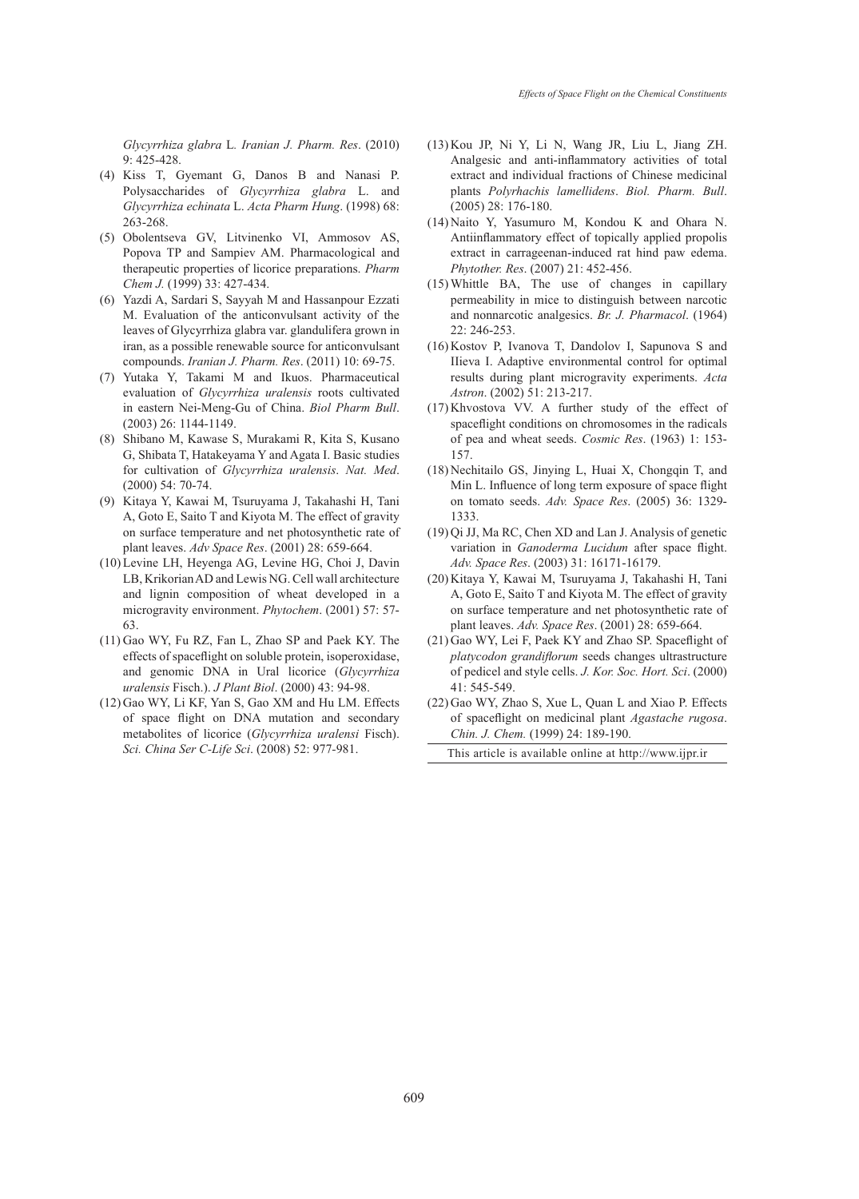*Glycyrrhiza glabra* L. *Iranian J. Pharm. Res*. (2010) 9: 425-428.

(4) Kiss T, Gyemant G, Danos B and Nanasi P. Polysaccharides of *Glycyrrhiza glabra* L. and *Glycyrrhiza echinata* L. *Acta Pharm Hung*. (1998) 68: 263-268.

(5) Obolentseva GV, Litvinenko VI, Ammosov AS, Popova TP and Sampiev AM. Pharmacological and therapeutic properties of licorice preparations. *Pharm Chem J.* (1999) 33: 427-434.

(6) Yazdi A, Sardari S, Sayyah M and Hassanpour Ezzati M. Evaluation of the anticonvulsant activity of the leaves of Glycyrrhiza glabra var. glandulifera grown in iran, as a possible renewable source for anticonvulsant compounds. *Iranian J. Pharm. Res*. (2011) 10: 69-75.

(7) Yutaka Y, Takami M and Ikuos. Pharmaceutical evaluation of *Glycyrrhiza uralensis* roots cultivated in eastern Nei-Meng-Gu of China. *Biol Pharm Bull*. (2003) 26: 1144-1149.

(8) Shibano M, Kawase S, Murakami R, Kita S, Kusano G, Shibata T, Hatakeyama Y and Agata I. Basic studies for cultivation of *Glycyrrhiza uralensis*. *Nat. Med*. (2000) 54: 70-74.

(9) Kitaya Y, Kawai M, Tsuruyama J, Takahashi H, Tani A, Goto E, Saito T and Kiyota M. The effect of gravity on surface temperature and net photosynthetic rate of plant leaves. *Adv Space Res*. (2001) 28: 659-664.

(10) Levine LH, Heyenga AG, Levine HG, Choi J, Davin LB, Krikorian AD and Lewis NG. Cell wall architecture and lignin composition of wheat developed in a microgravity environment. *Phytochem*. (2001) 57: 57-63.

(11) Gao WY, Fu RZ, Fan L, Zhao SP and Paek KY. The effects of spaceflight on soluble protein, isoperoxidase, and genomic DNA in Ural licorice (*Glycyrrhiza uralensis* Fisch.). *J Plant Biol*. (2000) 43: 94-98.

(12) Gao WY, Li KF, Yan S, Gao XM and Hu LM. Effects of space flight on DNA mutation and secondary metabolites of licorice (*Glycyrrhiza uralensi* Fisch). *Sci. China Ser C-Life Sci*. (2008) 52: 977-981.

(13) Kou JP, Ni Y, Li N, Wang JR, Liu L, Jiang ZH. Analgesic and anti-inflammatory activities of total extract and individual fractions of Chinese medicinal plants *Polyrhachis lamellidens*. *Biol. Pharm. Bull*. (2005) 28: 176-180.

(14) Naito Y, Yasumuro M, Kondou K and Ohara N. Antiinflammatory effect of topically applied propolis extract in carrageenan-induced rat hind paw edema. *Phytother. Res*. (2007) 21: 452-456.

(15) Whittle BA, The use of changes in capillary permeability in mice to distinguish between narcotic and nonnarcotic analgesics. *Br. J. Pharmacol*. (1964) 22: 246-253.

(16) Kostov P, Ivanova T, Dandolov I, Sapunova S and Ilieva I. Adaptive environmental control for optimal results during plant microgravity experiments. *Acta Astron*. (2002) 51: 213-217.

(17) Khvostova VV. A further study of the effect of spaceflight conditions on chromosomes in the radicals of pea and wheat seeds. *Cosmic Res*. (1963) 1: 153-157.

(18) Nechitailo GS, Jinying L, Huai X, Chongqin T, and Min L. Influence of long term exposure of space flight on tomato seeds. *Adv. Space Res*. (2005) 36: 1329-1333.

(19) Qi JJ, Ma RC, Chen XD and Lan J. Analysis of genetic variation in *Ganoderma Lucidum* after space flight. *Adv. Space Res*. (2003) 31: 16171-16179.

(20) Kitaya Y, Kawai M, Tsuruyama J, Takahashi H, Tani A, Goto E, Saito T and Kiyota M. The effect of gravity on surface temperature and net photosynthetic rate of plant leaves. *Adv. Space Res*. (2001) 28: 659-664.

(21) Gao WY, Lei F, Paek KY and Zhao SP. Spaceflight of *platycodon grandiflorum* seeds changes ultrastructure of pedicel and style cells. *J. Kor. Soc. Hort. Sci*. (2000) 41: 545-549.

(22) Gao WY, Zhao S, Xue L, Quan L and Xiao P. Effects of spaceflight on medicinal plant *Agastache rugosa*. *Chin. J. Chem.* (1999) 24: 189-190.

This article is available online at http://www.ijpr.ir